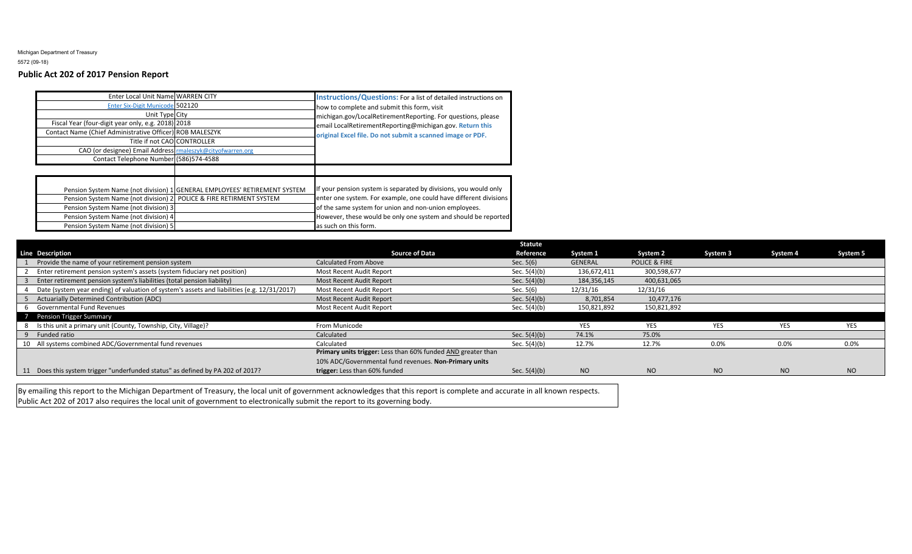Michigan Department of Treasury
5572 (09-18)

**Public Act 202 of 2017 Pension Report**

| | |
|---|---|
| Enter Local Unit Name | WARREN CITY |
| Enter Six-Digit Municode | 502120 |
| Unit Type | City |
| Fiscal Year (four-digit year only, e.g. 2018) | 2018 |
| Contact Name (Chief Administrative Officer) | ROB MALESZYK |
| Title if not CAO | CONTROLLER |
| CAO (or designee) Email Address | rmaleszyk@cityofwarren.org |
| Contact Telephone Number | (586)574-4588 |

**Instructions/Questions:** For a list of detailed instructions on how to complete and submit this form, visit michigan.gov/LocalRetirementReporting. For questions, please email LocalRetirementReporting@michigan.gov. **Return this original Excel file. Do not submit a scanned image or PDF.**

| | |
|---|---|
| Pension System Name (not division) 1 | GENERAL EMPLOYEES' RETIREMENT SYSTEM |
| Pension System Name (not division) 2 | POLICE & FIRE RETIRMENT SYSTEM |
| Pension System Name (not division) 3 | |
| Pension System Name (not division) 4 | |
| Pension System Name (not division) 5 | |

If your pension system is separated by divisions, you would only enter one system. For example, one could have different divisions of the same system for union and non-union employees. However, these would be only one system and should be reported as such on this form.

| Line | Description | Source of Data | Statute Reference | System 1 | System 2 | System 3 | System 4 | System 5 |
|---|---|---|---|---|---|---|---|---|
| 1 | Provide the name of your retirement pension system | Calculated From Above | Sec. 5(6) | GENERAL | POLICE & FIRE | | | |
| 2 | Enter retirement pension system's assets (system fiduciary net position) | Most Recent Audit Report | Sec. 5(4)(b) | 136,672,411 | 300,598,677 | | | |
| 3 | Enter retirement pension system's liabilities (total pension liability) | Most Recent Audit Report | Sec. 5(4)(b) | 184,356,145 | 400,631,065 | | | |
| 4 | Date (system year ending) of valuation of system's assets and liabilities (e.g. 12/31/2017) | Most Recent Audit Report | Sec. 5(6) | 12/31/16 | 12/31/16 | | | |
| 5 | Actuarially Determined Contribution (ADC) | Most Recent Audit Report | Sec. 5(4)(b) | 8,701,854 | 10,477,176 | | | |
| 6 | Governmental Fund Revenues | Most Recent Audit Report | Sec. 5(4)(b) | 150,821,892 | 150,821,892 | | | |
| 7 | Pension Trigger Summary | | | | | | | |
| 8 | Is this unit a primary unit (County, Township, City, Village)? | From Municode | | YES | YES | YES | YES | YES |
| 9 | Funded ratio | Calculated | Sec. 5(4)(b) | 74.1% | 75.0% | | | |
| 10 | All systems combined ADC/Governmental fund revenues | Calculated | Sec. 5(4)(b) | 12.7% | 12.7% | 0.0% | 0.0% | 0.0% |
| 11 | Does this system trigger "underfunded status" as defined by PA 202 of 2017? | **Primary units trigger:** Less than 60% funded AND greater than 10% ADC/Governmental fund revenues. **Non-Primary units trigger:** Less than 60% funded | Sec. 5(4)(b) | NO | NO | NO | NO | NO |

By emailing this report to the Michigan Department of Treasury, the local unit of government acknowledges that this report is complete and accurate in all known respects. Public Act 202 of 2017 also requires the local unit of government to electronically submit the report to its governing body.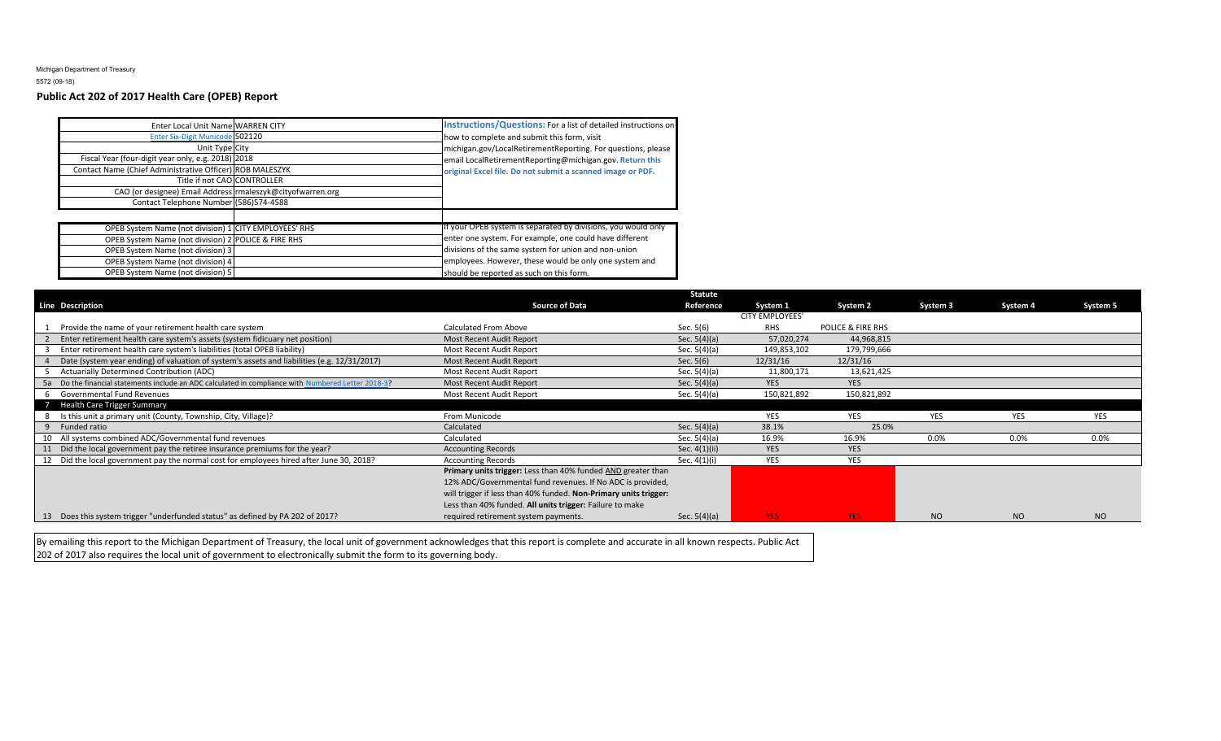Michigan Department of Treasury

5572 (09-18)

## Public Act 202 of 2017 Health Care (OPEB) Report

| | |
|---|---|
| Enter Local Unit Name | WARREN CITY |
| Enter Six-Digit Municode | 502120 |
| Unit Type | City |
| Fiscal Year (four-digit year only, e.g. 2018) | 2018 |
| Contact Name (Chief Administrative Officer) | ROB MALESZYK |
| Title if not CAO | CONTROLLER |
| CAO (or designee) Email Address | rmaleszyk@cityofwarren.org |
| Contact Telephone Number | (586)574-4588 |

**Instructions/Questions:** For a list of detailed instructions on how to complete and submit this form, visit michigan.gov/LocalRetirementReporting. For questions, please email LocalRetirementReporting@michigan.gov. **Return this original Excel file. Do not submit a scanned image or PDF.**

| | |
|---|---|
| OPEB System Name (not division) 1 | CITY EMPLOYEES' RHS |
| OPEB System Name (not division) 2 | POLICE & FIRE RHS |
| OPEB System Name (not division) 3 | |
| OPEB System Name (not division) 4 | |
| OPEB System Name (not division) 5 | |

If your OPEB system is separated by divisions, you would only enter one system. For example, one could have different divisions of the same system for union and non-union employees. However, these would be only one system and should be reported as such on this form.

| Line | Description | Source of Data | Statute Reference | System 1 | System 2 | System 3 | System 4 | System 5 |
|---|---|---|---|---|---|---|---|---|
| 1 | Provide the name of your retirement health care system | Calculated From Above | Sec. 5(6) | CITY EMPLOYEES' RHS | POLICE & FIRE RHS | | | |
| 2 | Enter retirement health care system's assets (system fiduciary net position) | Most Recent Audit Report | Sec. 5(4)(a) | 57,020,274 | 44,968,815 | | | |
| 3 | Enter retirement health care system's liabilities (total OPEB liability) | Most Recent Audit Report | Sec. 5(4)(a) | 149,853,102 | 179,799,666 | | | |
| 4 | Date (system year ending) of valuation of system's assets and liabilities (e.g. 12/31/2017) | Most Recent Audit Report | Sec. 5(6) | 12/31/16 | 12/31/16 | | | |
| 5 | Actuarially Determined Contribution (ADC) | Most Recent Audit Report | Sec. 5(4)(a) | 11,800,171 | 13,621,425 | | | |
| 5a | Do the financial statements include an ADC calculated in compliance with Numbered Letter 2018-3? | Most Recent Audit Report | Sec. 5(4)(a) | YES | YES | | | |
| 6 | Governmental Fund Revenues | Most Recent Audit Report | Sec. 5(4)(a) | 150,821,892 | 150,821,892 | | | |
| 7 | Health Care Trigger Summary | | | | | | | |
| 8 | Is this unit a primary unit (County, Township, City, Village)? | From Municode | | YES | YES | YES | YES | YES |
| 9 | Funded ratio | Calculated | Sec. 5(4)(a) | 38.1% | 25.0% | | | |
| 10 | All systems combined ADC/Governmental fund revenues | Calculated | Sec. 5(4)(a) | 16.9% | 16.9% | 0.0% | 0.0% | 0.0% |
| 11 | Did the local government pay the retiree insurance premiums for the year? | Accounting Records | Sec. 4(1)(ii) | YES | YES | | | |
| 12 | Did the local government pay the normal cost for employees hired after June 30, 2018? | Accounting Records | Sec. 4(1)(i) | YES | YES | | | |
| 13 | Does this system trigger "underfunded status" as defined by PA 202 of 2017? | **Primary units trigger:** Less than 40% funded AND greater than 12% ADC/Governmental fund revenues. If No ADC is provided, will trigger if less than 40% funded. **Non-Primary units trigger:** Less than 40% funded. **All units trigger:** Failure to make required retirement system payments. | Sec. 5(4)(a) | YES | YES | NO | NO | NO |

By emailing this report to the Michigan Department of Treasury, the local unit of government acknowledges that this report is complete and accurate in all known respects. Public Act 202 of 2017 also requires the local unit of government to electronically submit the form to its governing body.